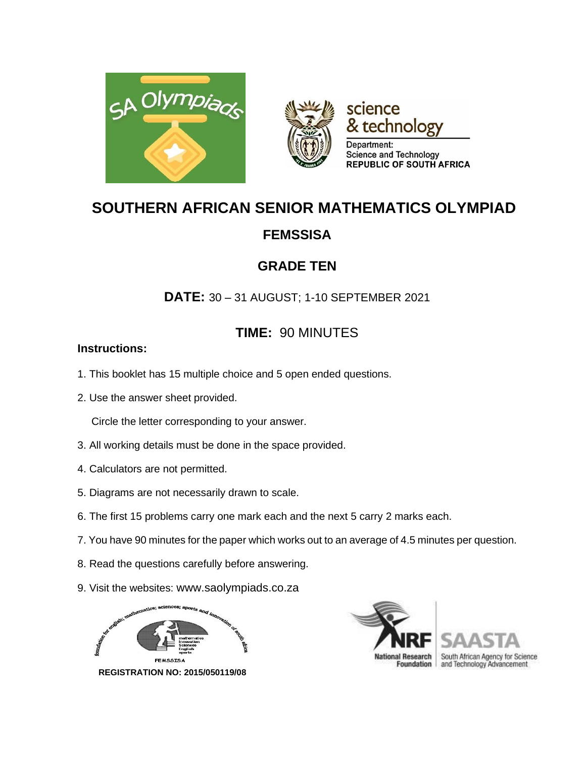# SOUTHERN AFRICAN SENIOR MATHEMATICS OLYMPIAD

## FEMSSISA

## GRADE TEN

**DATE:** 30 – 31 AUGUST; 1-10 SEPTEMBER 2021

**TIME:** 90 MINUTES

**Instructions:**

1. This booklet has 15 multiple choice and 5 open ended questions.
2. Use the answer sheet provided.

   Circle the letter corresponding to your answer.
3. All working details must be done in the space provided.
4. Calculators are not permitted.
5. Diagrams are not necessarily drawn to scale.
6. The first 15 problems carry one mark each and the next 5 carry 2 marks each.
7. You have 90 minutes for the paper which works out to an average of 4.5 minutes per question.
8. Read the questions carefully before answering.
9. Visit the websites: www.saolympiads.co.za

**REGISTRATION NO: 2015/050119/08**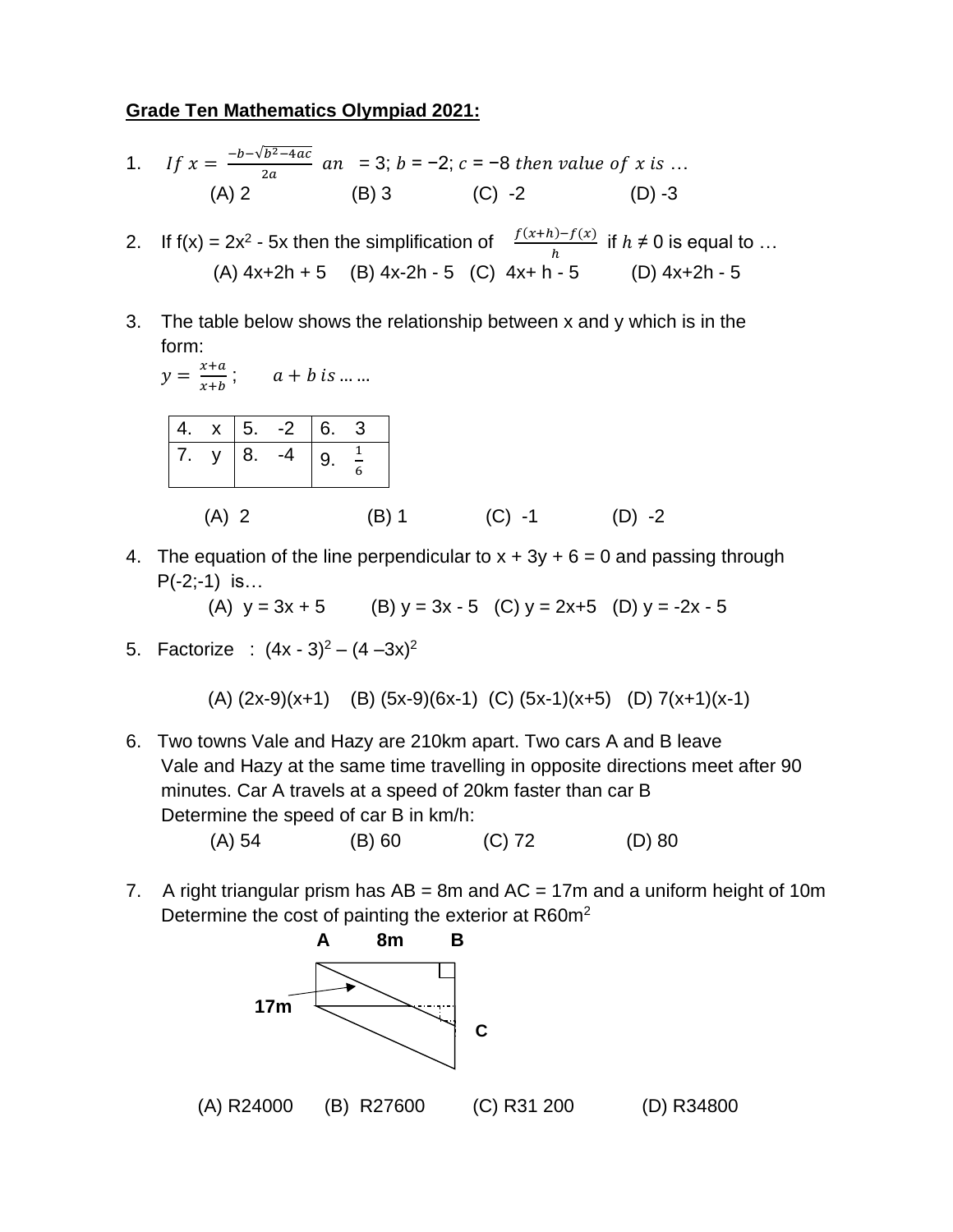**Grade Ten Mathematics Olympiad 2021:**

1. $If\ x = \frac{-b-\sqrt{b^2-4ac}}{2a}\ \ an\ \ = 3;\ b = -2;\ c = -8\ then\ value\ of\ x\ is\ \ldots$

   (A) 2 (B) 3 (C) -2 (D) -3

2. If f(x) = $2x^2$ - 5x then the simplification of $\frac{f(x+h)-f(x)}{h}$ if $h \neq 0$ is equal to …

   (A) 4x+2h + 5 (B) 4x-2h - 5 (C) 4x+ h - 5 (D) 4x+2h - 5

3. The table below shows the relationship between x and y which is in the form:

   $y = \frac{x+a}{x+b}$ ; $a + b\ is \ldots \ldots$

| | | |
|---|---|---|
| 4. x | 5. -2 | 6. 3 |
| 7. y | 8. -4 | 9. $\frac{1}{6}$ |

   (A) 2 (B) 1 (C) -1 (D) -2

4. The equation of the line perpendicular to x + 3y + 6 = 0 and passing through P(-2;-1) is…

   (A) y = 3x + 5 (B) y = 3x - 5 (C) y = 2x+5 (D) y = -2x - 5

5. Factorize : $(4x - 3)^2 - (4 - 3x)^2$

   (A) (2x-9)(x+1) (B) (5x-9)(6x-1) (C) (5x-1)(x+5) (D) 7(x+1)(x-1)

6. Two towns Vale and Hazy are 210km apart. Two cars A and B leave Vale and Hazy at the same time travelling in opposite directions meet after 90 minutes. Car A travels at a speed of 20km faster than car B Determine the speed of car B in km/h:

   (A) 54 (B) 60 (C) 72 (D) 80

7. A right triangular prism has AB = 8m and AC = 17m and a uniform height of 10m Determine the cost of painting the exterior at R60$m^2$

A 8m B

17m

C

   (A) R24000 (B) R27600 (C) R31 200 (D) R34800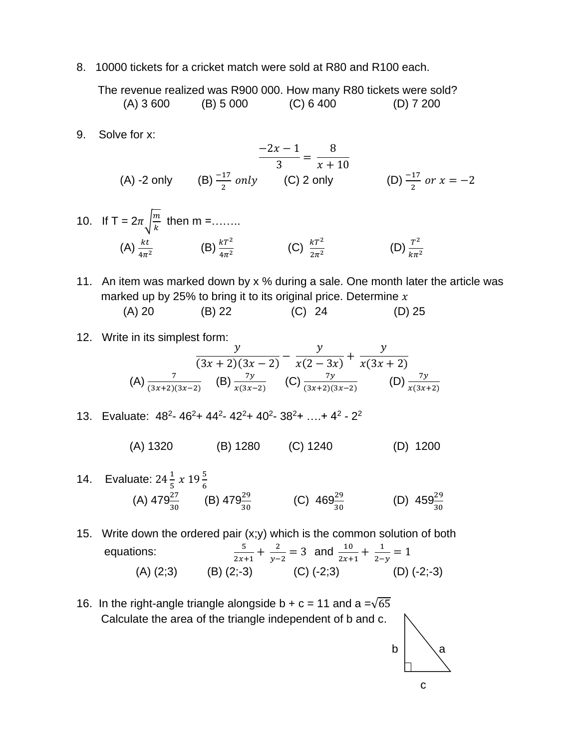8. 10000 tickets for a cricket match were sold at R80 and R100 each.

   The revenue realized was R900 000. How many R80 tickets were sold?

   (A) 3 600 (B) 5 000 (C) 6 400 (D) 7 200

9. Solve for x:

$$\frac{-2x-1}{3} = \frac{8}{x+10}$$

   (A) -2 only (B) $\frac{-17}{2}$ *only* (C) 2 only (D) $\frac{-17}{2}$ *or* $x = -2$

10. If T = $2\pi\sqrt{\frac{m}{k}}$ then m =……..

   (A) $\frac{kt}{4\pi^2}$ (B) $\frac{kT^2}{4\pi^2}$ (C) $\frac{kT^2}{2\pi^2}$ (D) $\frac{T^2}{k\pi^2}$

11. An item was marked down by x % during a sale. One month later the article was marked up by 25% to bring it to its original price. Determine $x$

   (A) 20 (B) 22 (C) 24 (D) 25

12. Write in its simplest form:

$$\frac{y}{(3x+2)(3x-2)} - \frac{y}{x(2-3x)} + \frac{y}{x(3x+2)}$$

   (A) $\frac{7}{(3x+2)(3x-2)}$ (B) $\frac{7y}{x(3x-2)}$ (C) $\frac{7y}{(3x+2)(3x-2)}$ (D) $\frac{7y}{x(3x+2)}$

13. Evaluate: $48^2 - 46^2 + 44^2 - 42^2 + 40^2 - 38^2 + \ldots + 4^2 - 2^2$

   (A) 1320 (B) 1280 (C) 1240 (D) 1200

14. Evaluate: $24\frac{1}{5}\ x\ 19\frac{5}{6}$

   (A) $479\frac{27}{30}$ (B) $479\frac{29}{30}$ (C) $469\frac{29}{30}$ (D) $459\frac{29}{30}$

15. Write down the ordered pair (x;y) which is the common solution of both equations: $\frac{5}{2x+1} + \frac{2}{y-2} = 3$ and $\frac{10}{2x+1} + \frac{1}{2-y} = 1$

   (A) (2;3) (B) (2;-3) (C) (-2;3) (D) (-2;-3)

16. In the right-angle triangle alongside b + c = 11 and a = $\sqrt{65}$

   Calculate the area of the triangle independent of b and c.

b

a

c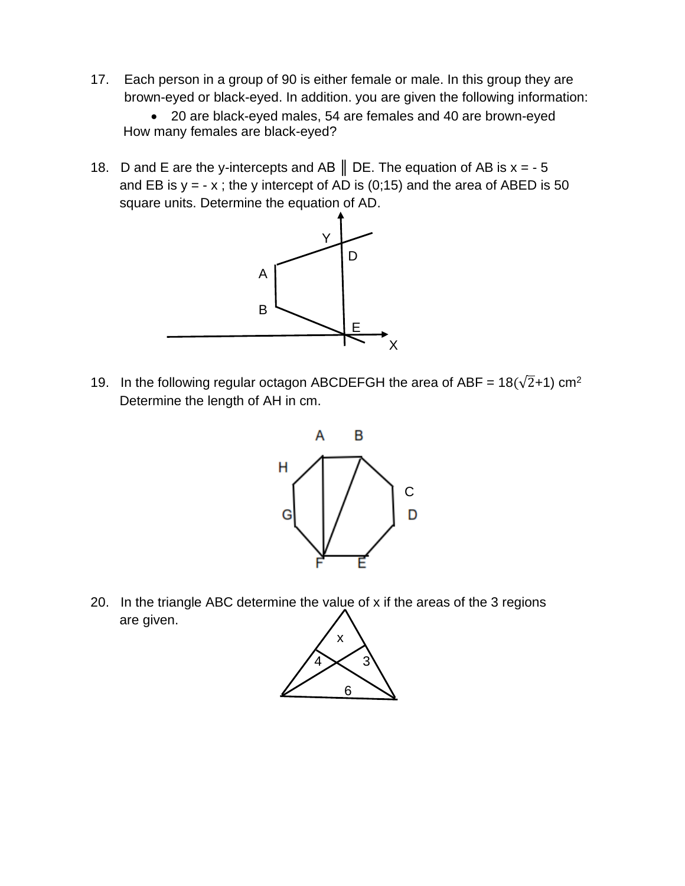17. Each person in a group of 90 is either female or male. In this group they are brown-eyed or black-eyed. In addition. you are given the following information:

    - 20 are black-eyed males, 54 are females and 40 are brown-eyed

    How many females are black-eyed?

18. D and E are the y-intercepts and AB ∥ DE. The equation of AB is $x = -5$ and EB is $y = -x$ ; the y intercept of AD is (0;15) and the area of ABED is 50 square units. Determine the equation of AD.

Y
D
A
B
E
X

19. In the following regular octagon ABCDEFGH the area of ABF = $18(\sqrt{2}+1)$ cm$^2$ Determine the length of AH in cm.

A B
H
C
G D
F E

20. In the triangle ABC determine the value of x if the areas of the 3 regions are given.

x
4 3
6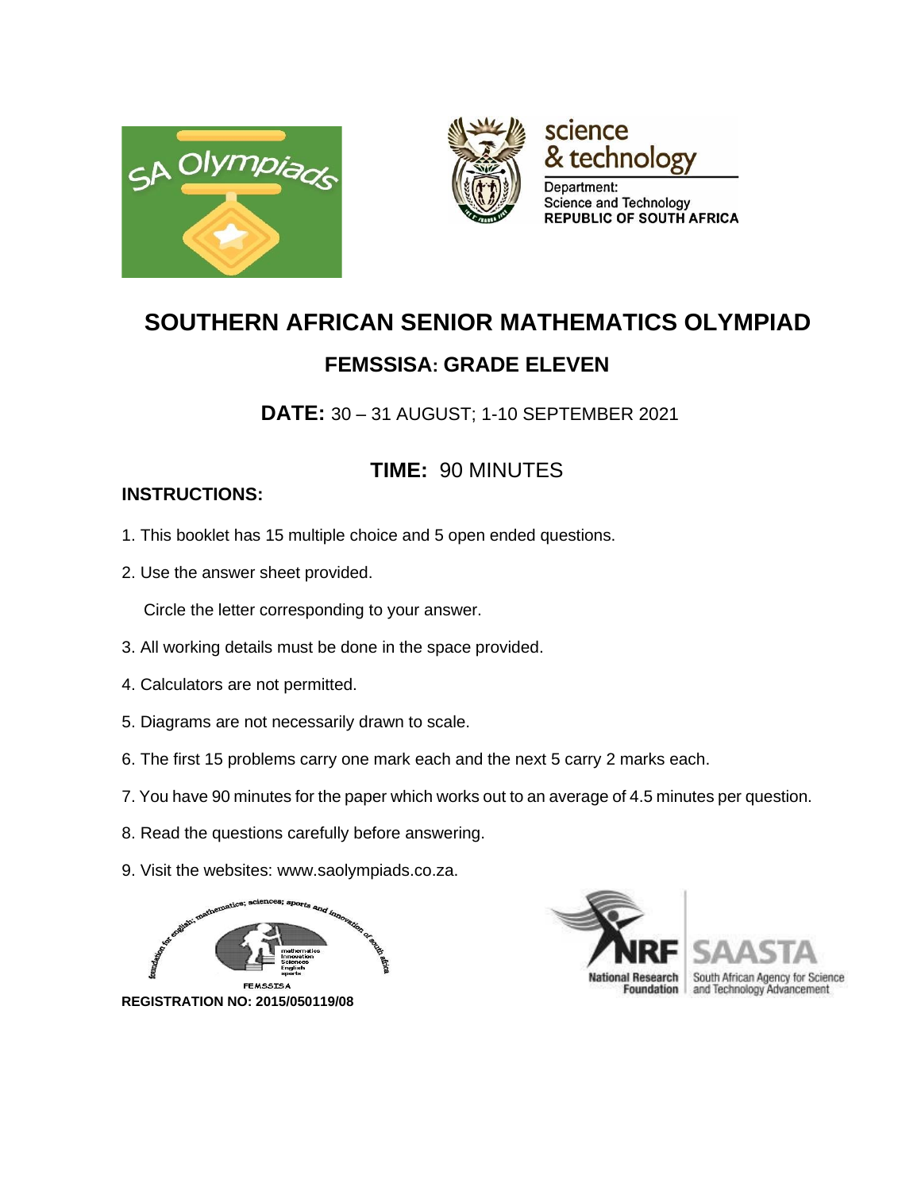# SOUTHERN AFRICAN SENIOR MATHEMATICS OLYMPIAD

## FEMSSISA: GRADE ELEVEN

**DATE:** 30 – 31 AUGUST; 1-10 SEPTEMBER 2021

**TIME:** 90 MINUTES

**INSTRUCTIONS:**

1. This booklet has 15 multiple choice and 5 open ended questions.
2. Use the answer sheet provided.

   Circle the letter corresponding to your answer.
3. All working details must be done in the space provided.
4. Calculators are not permitted.
5. Diagrams are not necessarily drawn to scale.
6. The first 15 problems carry one mark each and the next 5 carry 2 marks each.
7. You have 90 minutes for the paper which works out to an average of 4.5 minutes per question.
8. Read the questions carefully before answering.
9. Visit the websites: www.saolympiads.co.za.

**REGISTRATION NO: 2015/050119/08**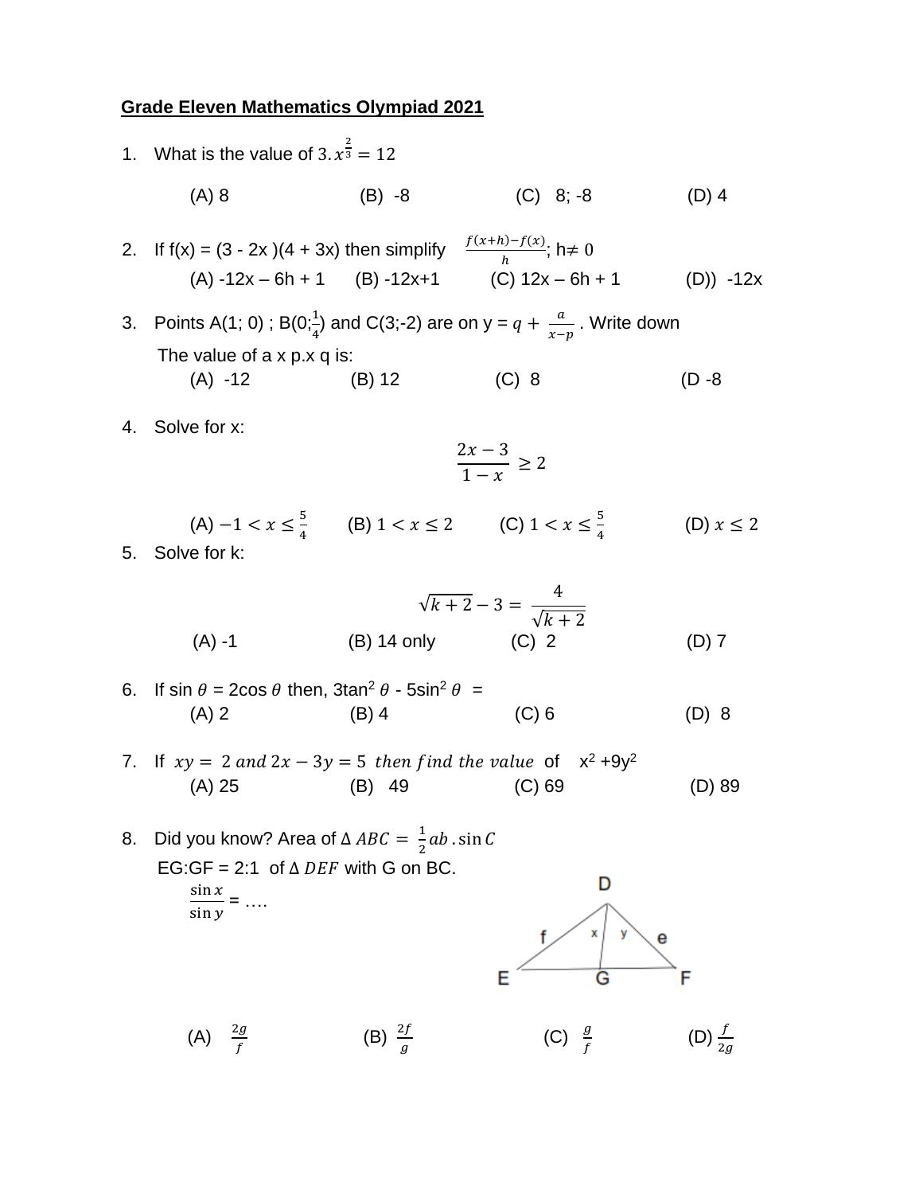**Grade Eleven Mathematics Olympiad 2021**

1. What is the value of $3.x^{\frac{2}{3}} = 12$

   (A) 8 (B) -8 (C) 8; -8 (D) 4

2. If f(x) = (3 - 2x )(4 + 3x) then simplify $\frac{f(x+h)-f(x)}{h}$; h$\neq 0$

   (A) -12x – 6h + 1 (B) -12x+1 (C) 12x – 6h + 1 (D)) -12x

3. Points A(1; 0) ; B(0;$\frac{1}{4}$) and C(3;-2) are on y = $q + \frac{a}{x-p}$ . Write down

   The value of a x p.x q is:

   (A) -12 (B) 12 (C) 8 (D -8

4. Solve for x:

$$\frac{2x-3}{1-x} \geq 2$$

   (A) $-1 < x \leq \frac{5}{4}$ (B) $1 < x \leq 2$ (C) $1 < x \leq \frac{5}{4}$ (D) $x \leq 2$

5. Solve for k:

$$\sqrt{k+2} - 3 = \frac{4}{\sqrt{k+2}}$$

   (A) -1 (B) 14 only (C) 2 (D) 7

6. If sin $\theta$ = 2cos $\theta$ then, 3tan$^2$ $\theta$ - 5sin$^2$ $\theta$ =

   (A) 2 (B) 4 (C) 6 (D) 8

7. If $xy = 2$ $and$ $2x - 3y = 5$ $then$ $find$ $the$ $value$ of $x^2 + 9y^2$

   (A) 25 (B) 49 (C) 69 (D) 89

8. Did you know? Area of $\Delta ABC = \frac{1}{2}ab.\sin C$

   EG:GF = 2:1 of $\Delta DEF$ with G on BC.

   $\frac{\sin x}{\sin y}$ = ….

   D

   f x y e

   E G F

   (A) $\frac{2g}{f}$ (B) $\frac{2f}{g}$ (C) $\frac{g}{f}$ (D) $\frac{f}{2g}$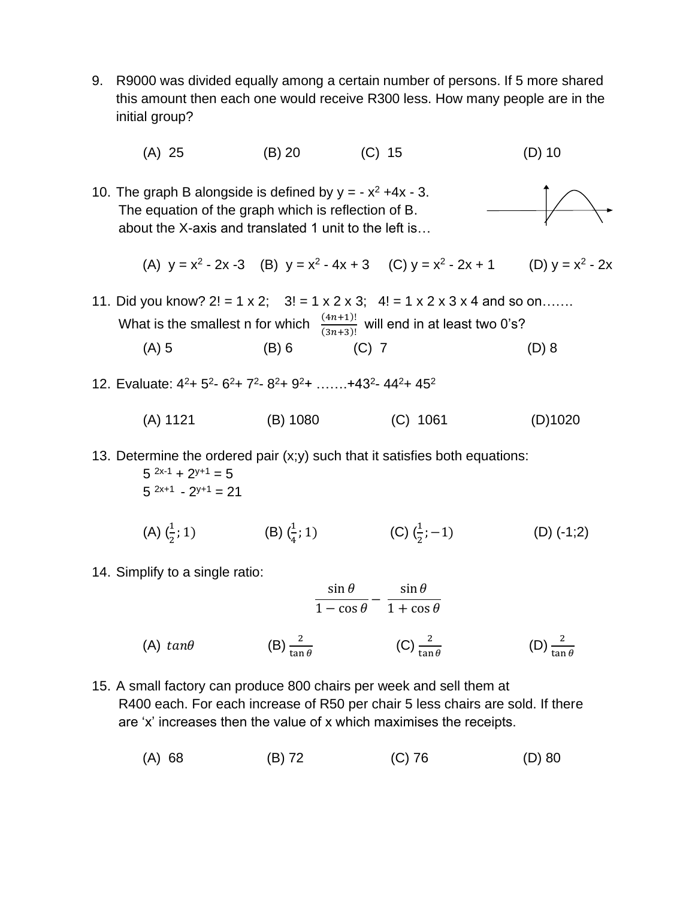9. R9000 was divided equally among a certain number of persons. If 5 more shared this amount then each one would receive R300 less. How many people are in the initial group?

   (A) 25 (B) 20 (C) 15 (D) 10

10. The graph B alongside is defined by $y = -x^2 + 4x - 3$. The equation of the graph which is reflection of B. about the X-axis and translated 1 unit to the left is…

    (A) $y = x^2 - 2x - 3$ (B) $y = x^2 - 4x + 3$ (C) $y = x^2 - 2x + 1$ (D) $y = x^2 - 2x$

11. Did you know? $2! = 1 \times 2$; $3! = 1 \times 2 \times 3$; $4! = 1 \times 2 \times 3 \times 4$ and so on…….
    What is the smallest n for which $\frac{(4n+1)!}{(3n+3)!}$ will end in at least two 0's?

    (A) 5 (B) 6 (C) 7 (D) 8

12. Evaluate: $4^2 + 5^2 - 6^2 + 7^2 - 8^2 + 9^2 + \ldots\ldots + 43^2 - 44^2 + 45^2$

    (A) 1121 (B) 1080 (C) 1061 (D)1020

13. Determine the ordered pair (x;y) such that it satisfies both equations:
    $5^{2x-1} + 2^{y+1} = 5$
    $5^{2x+1} - 2^{y+1} = 21$

    (A) $(\frac{1}{2}; 1)$ (B) $(\frac{1}{4}; 1)$ (C) $(\frac{1}{2}; -1)$ (D) (-1;2)

14. Simplify to a single ratio:

    $$\frac{\sin\theta}{1-\cos\theta} - \frac{\sin\theta}{1+\cos\theta}$$

    (A) $tan\theta$ (B) $\frac{2}{\tan\theta}$ (C) $\frac{2}{\tan\theta}$ (D) $\frac{2}{\tan\theta}$

15. A small factory can produce 800 chairs per week and sell them at R400 each. For each increase of R50 per chair 5 less chairs are sold. If there are 'x' increases then the value of x which maximises the receipts.

    (A) 68 (B) 72 (C) 76 (D) 80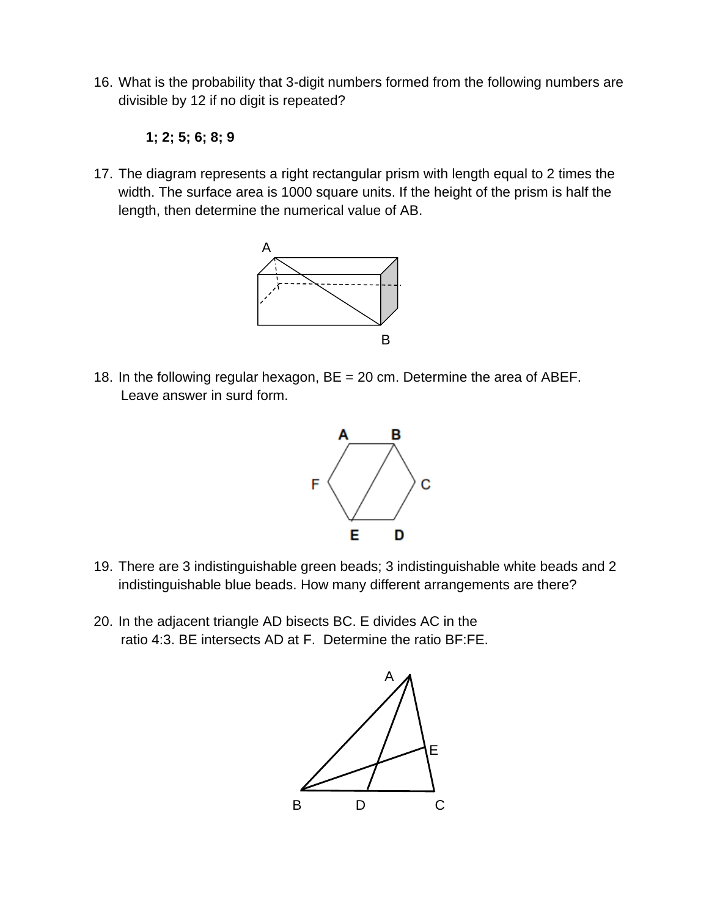16. What is the probability that 3-digit numbers formed from the following numbers are divisible by 12 if no digit is repeated?

    **1; 2; 5; 6; 8; 9**

17. The diagram represents a right rectangular prism with length equal to 2 times the width. The surface area is 1000 square units. If the height of the prism is half the length, then determine the numerical value of AB.

A

B

18. In the following regular hexagon, BE = 20 cm. Determine the area of ABEF. Leave answer in surd form.

A B

F C

E D

19. There are 3 indistinguishable green beads; 3 indistinguishable white beads and 2 indistinguishable blue beads. How many different arrangements are there?

20. In the adjacent triangle AD bisects BC. E divides AC in the ratio 4:3. BE intersects AD at F. Determine the ratio BF:FE.

A

E

B D C